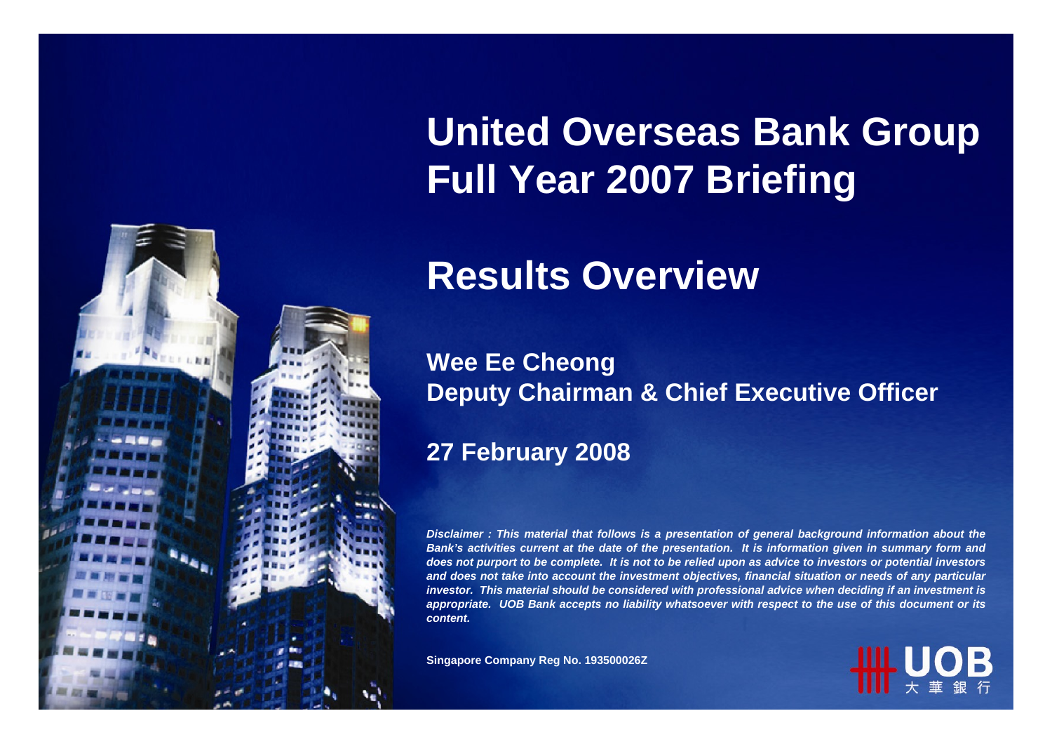# United Overseas Bank Group Full Year 2007 Briefing

## Results Overview

**Wee Ee Cheong**
**Deputy Chairman & Chief Executive Officer**

**27 February 2008**

***Disclaimer : This material that follows is a presentation of general background information about the Bank's activities current at the date of the presentation. It is information given in summary form and does not purport to be complete. It is not to be relied upon as advice to investors or potential investors and does not take into account the investment objectives, financial situation or needs of any particular investor. This material should be considered with professional advice when deciding if an investment is appropriate. UOB Bank accepts no liability whatsoever with respect to the use of this document or its content.***

**Singapore Company Reg No. 193500026Z**

UOB 大華銀行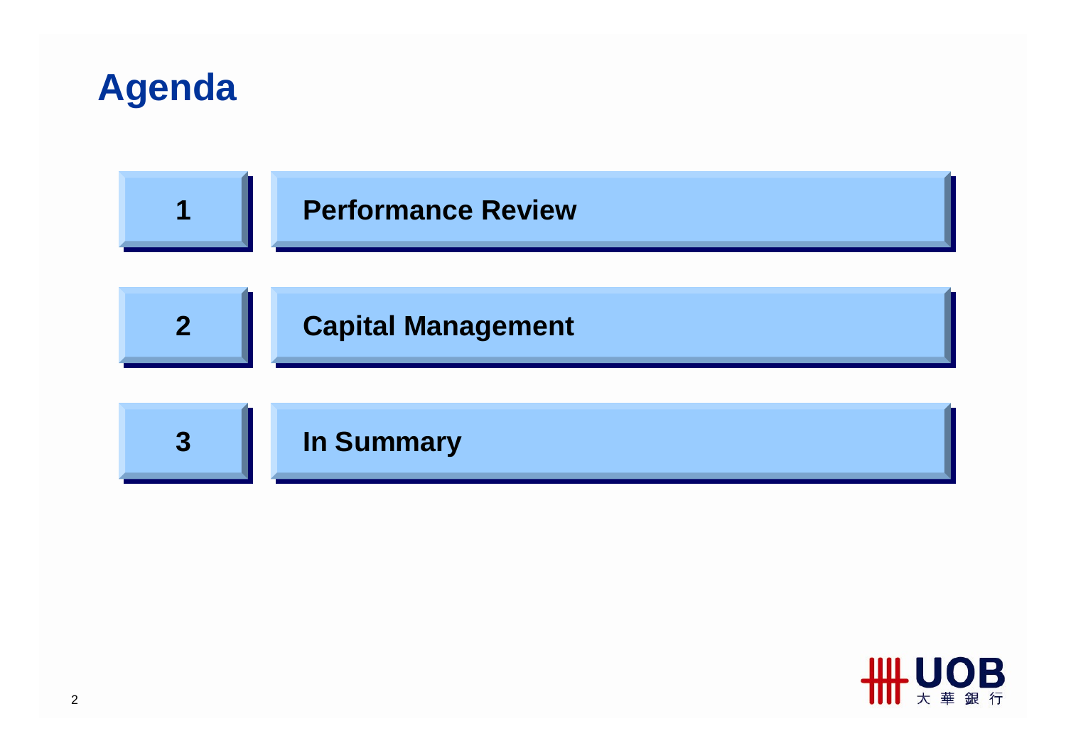# Agenda

1. Performance Review
2. Capital Management
3. In Summary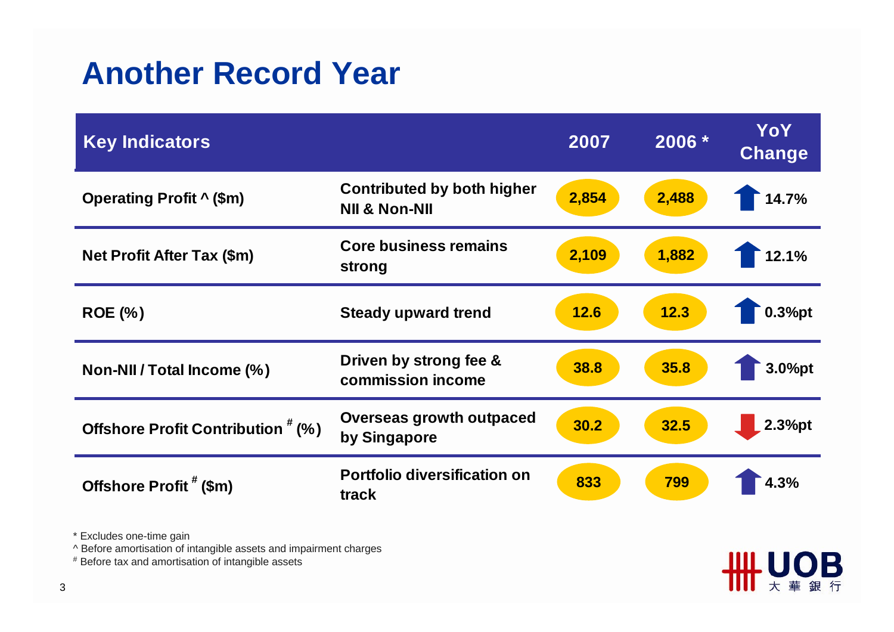# Another Record Year

| Key Indicators | | 2007 | 2006 * | YoY Change |
|---|---|---|---|---|
| Operating Profit ^ ($m) | Contributed by both higher NII & Non-NII | 2,854 | 2,488 | ↑ 14.7% |
| Net Profit After Tax ($m) | Core business remains strong | 2,109 | 1,882 | ↑ 12.1% |
| ROE (%) | Steady upward trend | 12.6 | 12.3 | ↑ 0.3%pt |
| Non-NII / Total Income (%) | Driven by strong fee & commission income | 38.8 | 35.8 | ↑ 3.0%pt |
| Offshore Profit Contribution # (%) | Overseas growth outpaced by Singapore | 30.2 | 32.5 | ↓ 2.3%pt |
| Offshore Profit # ($m) | Portfolio diversification on track | 833 | 799 | ↑ 4.3% |

\* Excludes one-time gain

^ Before amortisation of intangible assets and impairment charges

\# Before tax and amortisation of intangible assets

UOB 大華銀行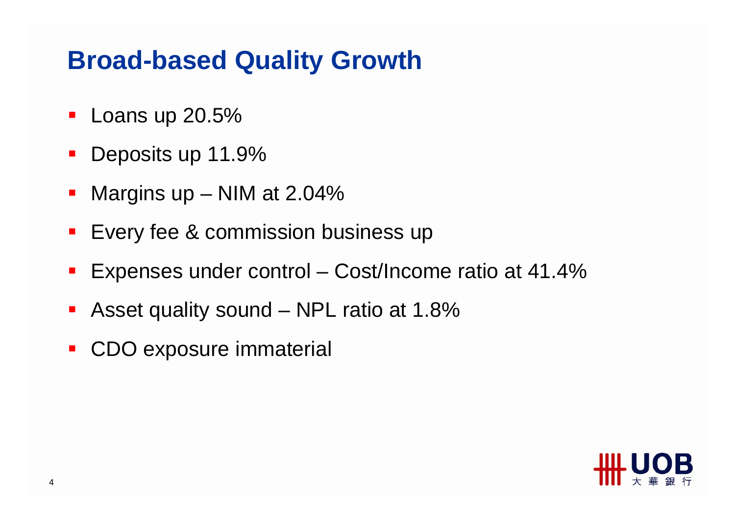# Broad-based Quality Growth

- Loans up 20.5%
- Deposits up 11.9%
- Margins up – NIM at 2.04%
- Every fee & commission business up
- Expenses under control – Cost/Income ratio at 41.4%
- Asset quality sound – NPL ratio at 1.8%
- CDO exposure immaterial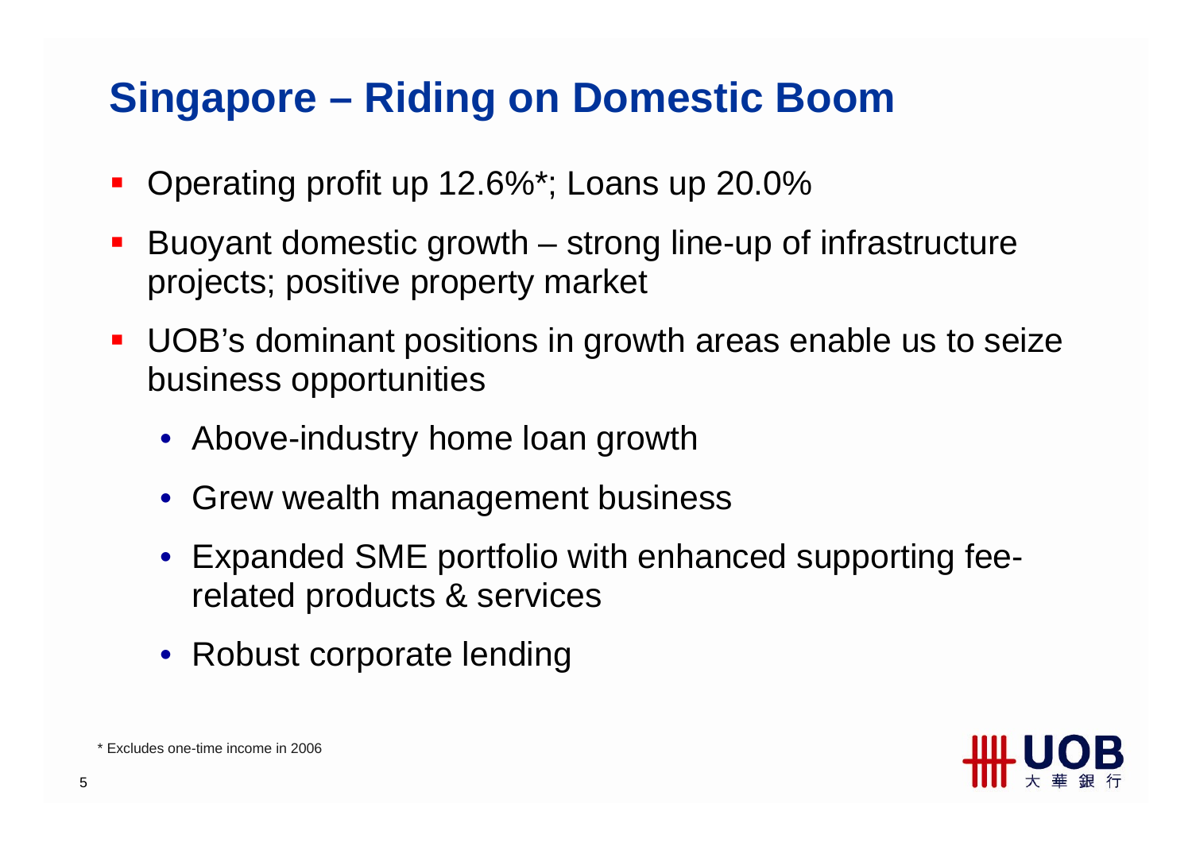# Singapore – Riding on Domestic Boom

- Operating profit up 12.6%*; Loans up 20.0%
- Buoyant domestic growth – strong line-up of infrastructure projects; positive property market
- UOB's dominant positions in growth areas enable us to seize business opportunities
  - Above-industry home loan growth
  - Grew wealth management business
  - Expanded SME portfolio with enhanced supporting fee-related products & services
  - Robust corporate lending

* Excludes one-time income in 2006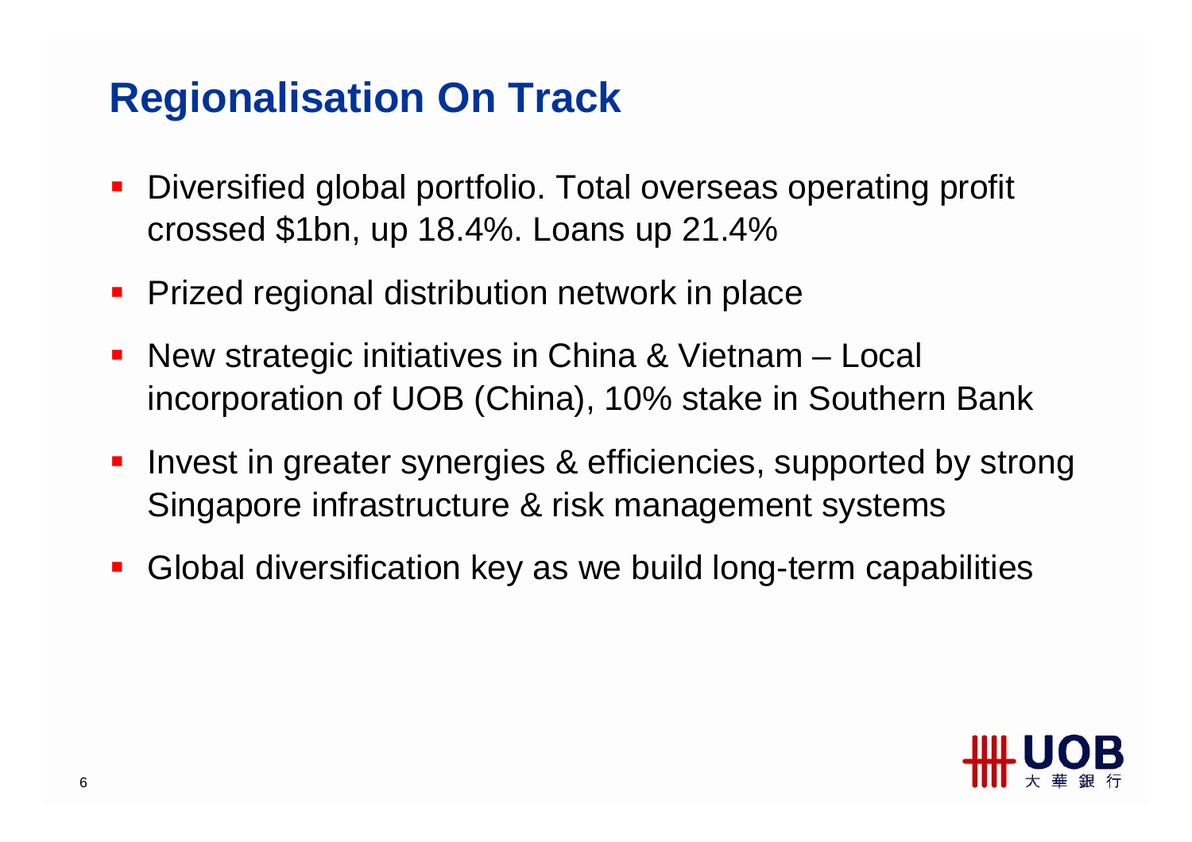# Regionalisation On Track

- Diversified global portfolio. Total overseas operating profit crossed $1bn, up 18.4%. Loans up 21.4%
- Prized regional distribution network in place
- New strategic initiatives in China & Vietnam – Local incorporation of UOB (China), 10% stake in Southern Bank
- Invest in greater synergies & efficiencies, supported by strong Singapore infrastructure & risk management systems
- Global diversification key as we build long-term capabilities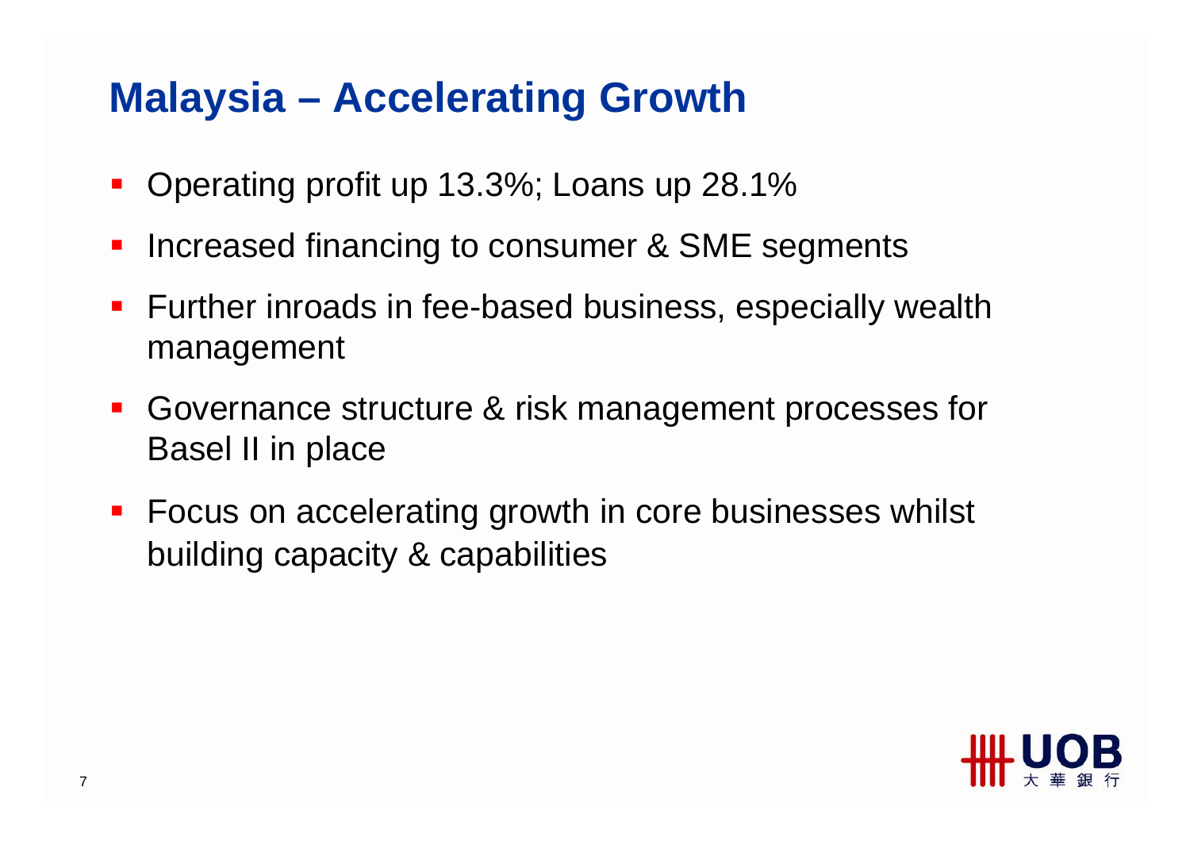# Malaysia – Accelerating Growth

- Operating profit up 13.3%; Loans up 28.1%
- Increased financing to consumer & SME segments
- Further inroads in fee-based business, especially wealth management
- Governance structure & risk management processes for Basel II in place
- Focus on accelerating growth in core businesses whilst building capacity & capabilities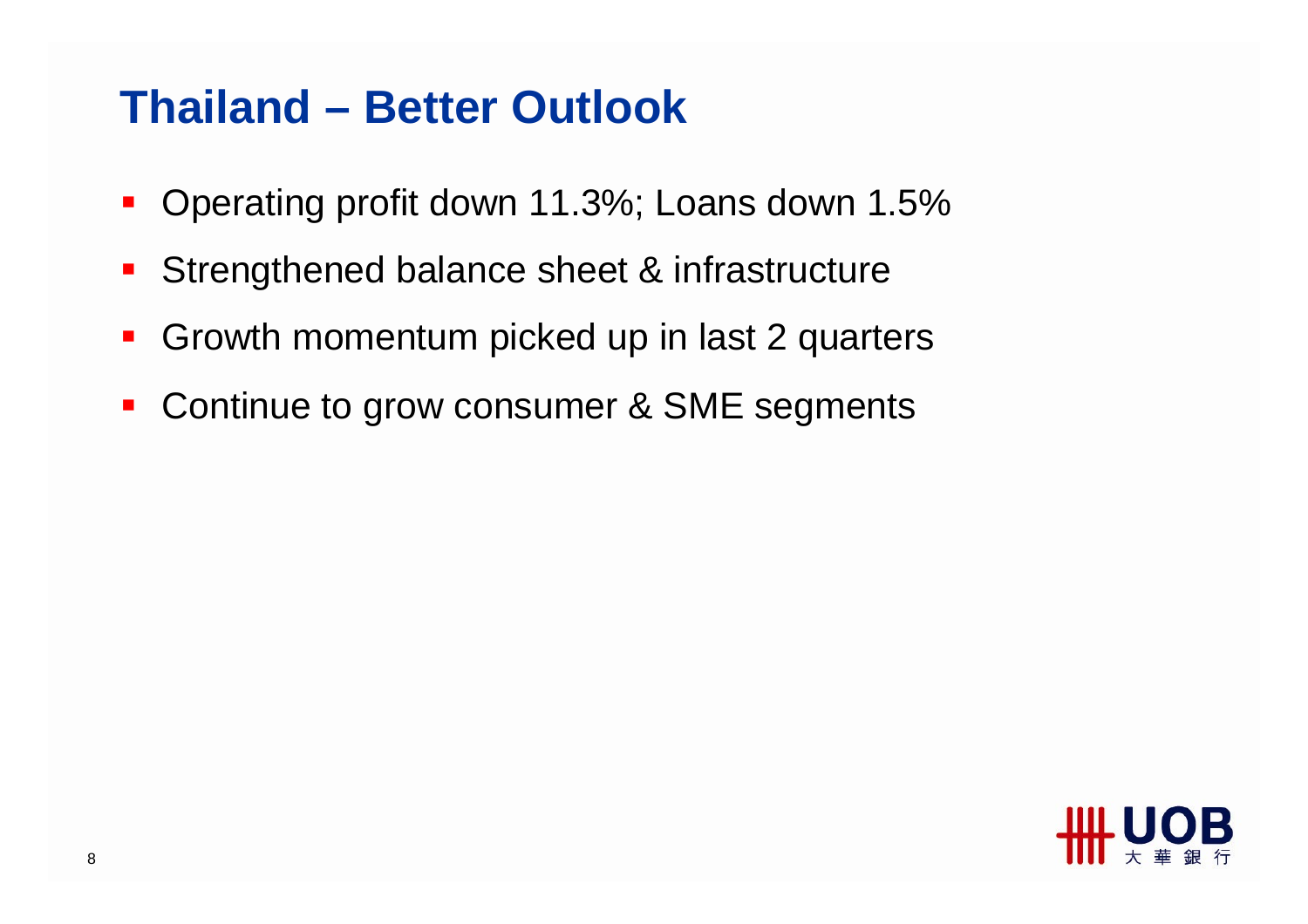# Thailand – Better Outlook

- Operating profit down 11.3%; Loans down 1.5%
- Strengthened balance sheet & infrastructure
- Growth momentum picked up in last 2 quarters
- Continue to grow consumer & SME segments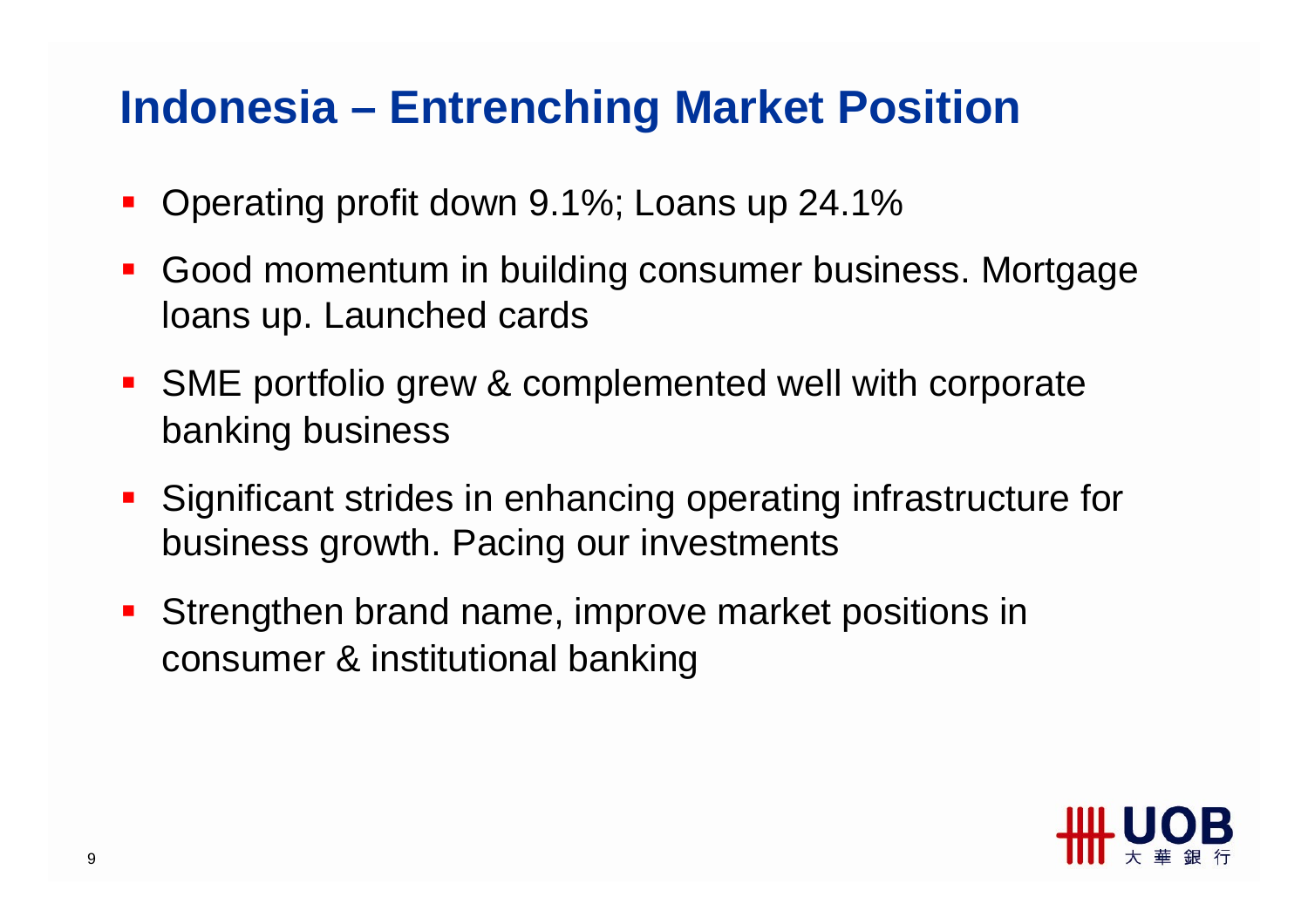# Indonesia – Entrenching Market Position

- Operating profit down 9.1%; Loans up 24.1%
- Good momentum in building consumer business. Mortgage loans up. Launched cards
- SME portfolio grew & complemented well with corporate banking business
- Significant strides in enhancing operating infrastructure for business growth. Pacing our investments
- Strengthen brand name, improve market positions in consumer & institutional banking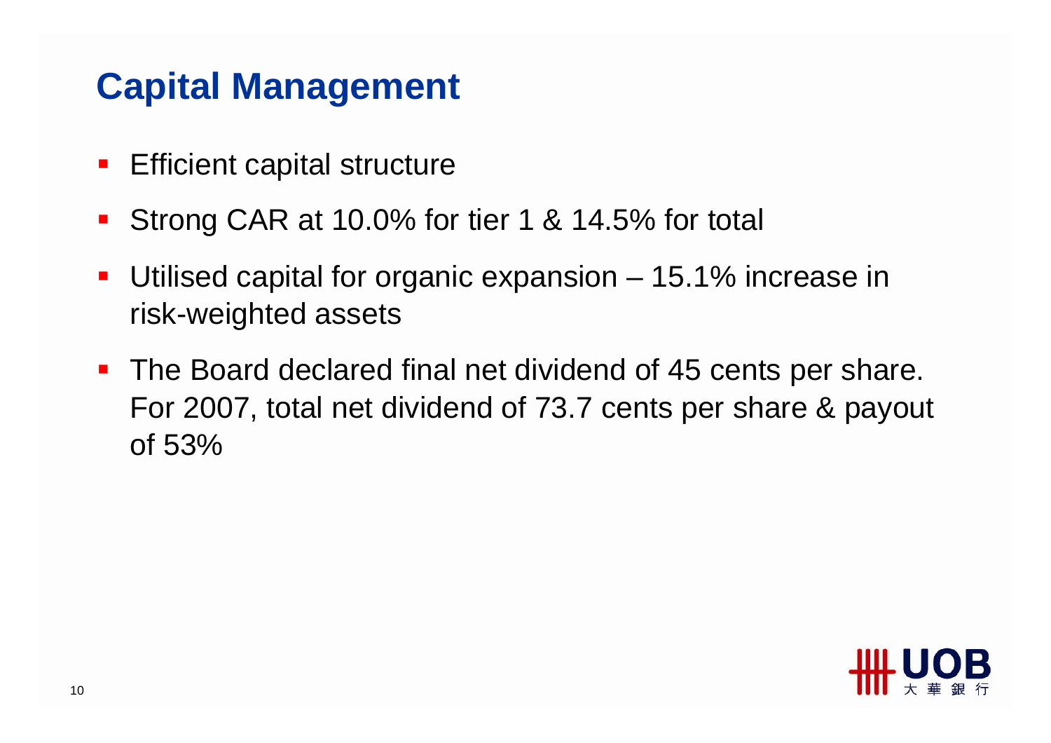# Capital Management

- Efficient capital structure
- Strong CAR at 10.0% for tier 1 & 14.5% for total
- Utilised capital for organic expansion – 15.1% increase in risk-weighted assets
- The Board declared final net dividend of 45 cents per share. For 2007, total net dividend of 73.7 cents per share & payout of 53%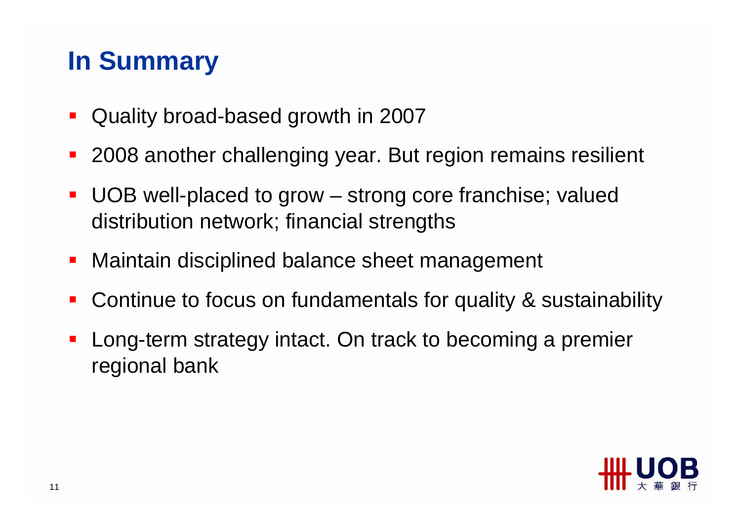# In Summary

- Quality broad-based growth in 2007
- 2008 another challenging year. But region remains resilient
- UOB well-placed to grow – strong core franchise; valued distribution network; financial strengths
- Maintain disciplined balance sheet management
- Continue to focus on fundamentals for quality & sustainability
- Long-term strategy intact. On track to becoming a premier regional bank